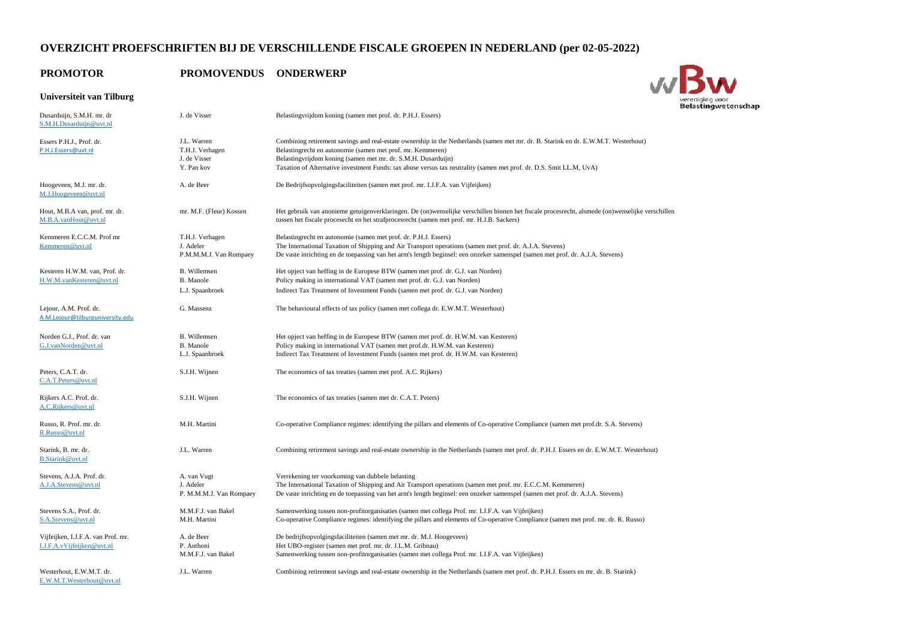# OVERZICHT PROEFSCHRIFTEN BIJ DE VERSCHILLENDE FISCALE GROEPEN IN NEDERLAND (per 02-05-2022)

## Universiteit van Tilburg

| PROMOTOR | PROMOVENDUS | ONDERWERP |
| --- | --- | --- |
| Dusarduijn, S.M.H. mr. dr<br>S.M.H.Dusarduijn@uvt.nl | J. de Visser | Belastingvrijdom koning (samen met prof. dr. P.H.J. Essers) |
| Essers P.H.J., Prof. dr.<br>P.H.J.Essers@uvt.nl | J.L. Warren | Combining retirement savings and real-estate ownership in the Netherlands (samen met mr. dr. B. Starink en dr. E.W.M.T. Westerhout) |
| | T.H.J. Verhagen | Belastingrecht en autonomie (samen met prof. mr. Kemmeren) |
| | J. de Visser | Belastingvrijdom koning (samen met mr. dr. S.M.H. Dusarduijn) |
| | Y. Pan kov | Taxation of Alternative investment Funds: tax abuse versus tax neutrality (samen met prof. dr. D.S. Smit LL.M, UvA) |
| Hoogeveen, M.J. mr. dr.<br>M.J.Hoogeveen@uvt.nl | A. de Beer | De Bedrijfsopvolgingsfaciliteiten (samen met prof. mr. I.J.F.A. van Vijfeijken) |
| Hout, M.B.A van, prof. mr. dr.<br>M.B.A.vanHout@uvt.nl | mr. M.F. (Fleur) Kossen | Het gebruik van anonieme getuigenverklaringen. De (on)wenselijke verschillen binnen het fiscale procesrecht, alsmede (on)wenselijke verschillen tussen het fiscale procesecht en het strafprocesrecht (samen met prof. mr. H.J.B. Sackers) |
| Kemmeren E.C.C.M. Prof mr<br>Kemmeren@uvt.nl | T.H.J. Verhagen | Belastingrecht en autonomie (samen met prof. dr. P.H.J. Essers) |
| | J. Adeler | The International Taxation of Shipping and Air Transport operations (samen met prof. dr. A.J.A. Stevens) |
| | P.M.M.M.J. Van Rompaey | De vaste inrichting en de toepassing van het arm's length beginsel: een onzeker samenspel (samen met prof. dr. A.J.A. Stevens) |
| Kesteren H.W.M. van, Prof. dr.<br>H.W.M.vanKesteren@uvt.nl | B. Willemsen | Het opject van heffing in de Europese BTW (samen met prof. dr. G.J. van Norden) |
| | B. Manole | Policy making in international VAT (samen met prof. dr. G.J. van Norden) |
| | L.J. Spaanbroek | Indirect Tax Treatment of Investment Funds (samen met prof. dr. G.J. van Norden) |
| Lejour, A.M. Prof. dr.<br>A.M.Lejour@tilburguniversity.edu | G. Massenz | The behavioural effects of tax policy (samen met collega dr. E.W.M.T. Westerhout) |
| Norden G.J., Prof. dr. van<br>G.J.vanNorden@uvt.nl | B. Willemsen | Het opject van heffing in de Europese BTW (samen met prof. dr. H.W.M. van Kesteren) |
| | B. Manole | Policy making in international VAT (samen met prof.dr. H.W.M. van Kesteren) |
| | L.J. Spaanbroek | Indirect Tax Treatment of Investment Funds (samen met prof. dr. H.W.M. van Kesteren) |
| Peters, C.A.T. dr.<br>C.A.T.Peters@uvt.nl | S.J.H. Wijnen | The economics of tax treaties (samen met prof. A.C. Rijkers) |
| Rijkers A.C. Prof. dr.<br>A.C.Rijkers@uvt.nl | S.J.H. Wijnen | The economics of tax treaties (samen met dr. C.A.T. Peters) |
| Russo, R. Prof. mr. dr.<br>R.Russo@uvt.nl | M.H. Martini | Co-operative Compliance regimes: identifying the pillars and elements of Co-operative Compliance (samen met prof.dr. S.A. Stevens) |
| Starink, B. mr. dr.<br>B.Starink@uvt.nl | J.L. Warren | Combining retirement savings and real-estate ownership in the Netherlands (samen met prof. dr. P.H.J. Essers en dr. E.W.M.T. Westerhout) |
| Stevens, A.J.A. Prof. dr.<br>A.J.A.Stevens@uvt.nl | A. van Vugt | Verrekening ter voorkoming van dubbele belasting |
| | J. Adeler | The International Taxation of Shipping and Air Transport operations (samen met prof. mr. E.C.C.M. Kemmeren) |
| | P. M.M.M.J. Van Rompaey | De vaste inrichting en de toepassing van het arm's length beginsel: een onzeker samenspel (samen met prof. dr. A.J.A. Stevens) |
| Stevens S.A., Prof. dr.<br>S.A.Stevens@uvt.nl | M.M.F.J. van Bakel | Samenwerking tussen non-profitorganisaties (samen met collega Prof. mr. I.J.F.A. van Vijfeijken) |
| | M.H. Martini | Co-operative Compliance regimes: identifying the pillars and elements of Co-operative Compliance (samen met prof. mr. dr. R. Russo) |
| Vijfeijken, I.J.F.A. van Prof. mr.<br>I.J.F.A.vVijfeijken@uvt.nl | A. de Beer | De bedrijfsopvolgingsfaciliteiten (samen met mr. dr. M.J. Hoogeveen) |
| | P. Anthoni | Het UBO-register (samen met prof. mr. dr. J.L.M. Gribnau) |
| | M.M.F.J. van Bakel | Samenwerking tussen non-profitorganisaties (samen met collega Prof. mr. I.J.F.A. van Vijfeijken) |
| Westerhout, E.W.M.T. dr.<br>E.W.M.T.Westerhout@uvt.nl | J.L. Warren | Combining retirement savings and real-estate ownership in the Netherlands (samen met prof. dr. P.H.J. Essers en mr. dr. B. Starink) |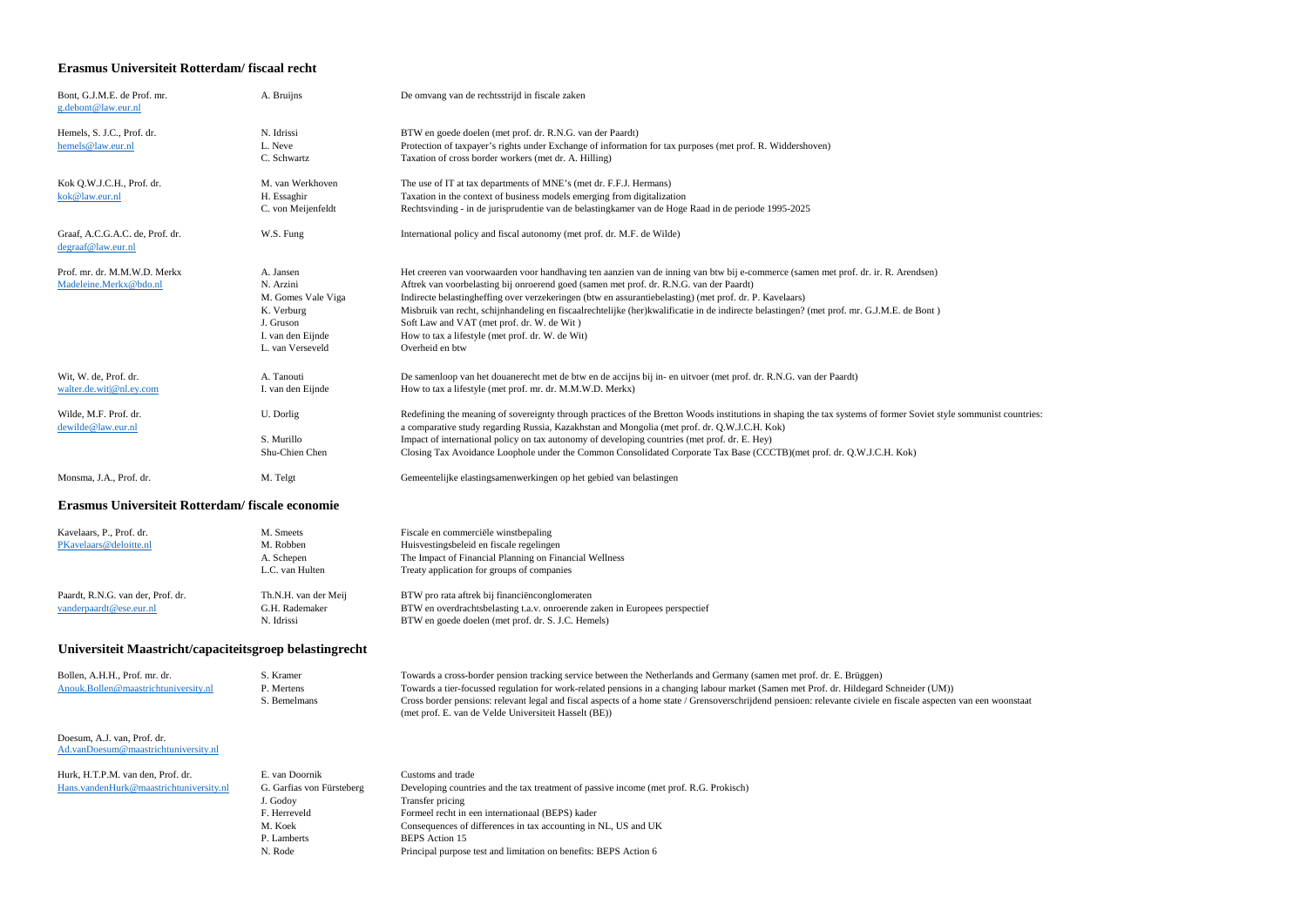## Erasmus Universiteit Rotterdam/ fiscaal recht

| Promotor | Promovendus | Onderwerp |
|---|---|---|
| Bont, G.J.M.E. de Prof. mr. g.debont@law.eur.nl | A. Bruijns | De omvang van de rechtsstrijd in fiscale zaken |
| Hemels, S. J.C., Prof. dr. hemels@law.eur.nl | N. Idrissi | BTW en goede doelen (met prof. dr. R.N.G. van der Paardt) |
| | L. Neve | Protection of taxpayer's rights under Exchange of information for tax purposes (met prof. R. Widdershoven) |
| | C. Schwartz | Taxation of cross border workers (met dr. A. Hilling) |
| Kok Q.W.J.C.H., Prof. dr. kok@law.eur.nl | M. van Werkhoven | The use of IT at tax departments of MNE's (met dr. F.F.J. Hermans) |
| | H. Essaghir | Taxation in the context of business models emerging from digitalization |
| | C. von Meijenfeldt | Rechtsvinding - in de jurisprudentie van de belastingkamer van de Hoge Raad in de periode 1995-2025 |
| Graaf, A.C.G.A.C. de, Prof. dr. degraaf@law.eur.nl | W.S. Fung | International policy and fiscal autonomy (met prof. dr. M.F. de Wilde) |
| Prof. mr. dr. M.M.W.D. Merkx Madeleine.Merkx@bdo.nl | A. Jansen | Het creeren van voorwaarden voor handhaving ten aanzien van de inning van btw bij e-commerce (samen met prof. dr. ir. R. Arendsen) |
| | N. Arzini | Aftrek van voorbelasting bij onroerend goed (samen met prof. dr. R.N.G. van der Paardt) |
| | M. Gomes Vale Viga | Indirecte belastingheffing over verzekeringen (btw en assurantiebelasting) (met prof. dr. P. Kavelaars) |
| | K. Verburg | Misbruik van recht, schijnhandeling en fiscaalrechtelijke (her)kwalificatie in de indirecte belastingen? (met prof. mr. G.J.M.E. de Bont ) |
| | J. Gruson | Soft Law and VAT (met prof. dr. W. de Wit ) |
| | I. van den Eijnde | How to tax a lifestyle (met prof. dr. W. de Wit) |
| | L. van Verseveld | Overheid en btw |
| Wit, W. de, Prof. dr. walter.de.wit@nl.ey.com | A. Tanouti | De samenloop van het douanerecht met de btw en de accijns bij in- en uitvoer (met prof. dr. R.N.G. van der Paardt) |
| | I. van den Eijnde | How to tax a lifestyle (met prof. mr. dr. M.M.W.D. Merkx) |
| Wilde, M.F. Prof. dr. dewilde@law.eur.nl | U. Dorlig | Redefining the meaning of sovereignty through practices of the Bretton Woods institutions in shaping the tax systems of former Soviet style sommunist countries: a comparative study regarding Russia, Kazakhstan and Mongolia (met prof. dr. Q.W.J.C.H. Kok) |
| | S. Murillo | Impact of international policy on tax autonomy of developing countries (met prof. dr. E. Hey) |
| | Shu-Chien Chen | Closing Tax Avoidance Loophole under the Common Consolidated Corporate Tax Base (CCCTB)(met prof. dr. Q.W.J.C.H. Kok) |
| Monsma, J.A., Prof. dr. | M. Telgt | Gemeentelijke elastingsamenwerkingen op het gebied van belastingen |

## Erasmus Universiteit Rotterdam/ fiscale economie

| Promotor | Promovendus | Onderwerp |
|---|---|---|
| Kavelaars, P., Prof. dr. PKavelaars@deloitte.nl | M. Smeets | Fiscale en commerciële winstbepaling |
| | M. Robben | Huisvestingsbeleid en fiscale regelingen |
| | A. Schepen | The Impact of Financial Planning on Financial Wellness |
| | L.C. van Hulten | Treaty application for groups of companies |
| Paardt, R.N.G. van der, Prof. dr. vanderpaardt@ese.eur.nl | Th.N.H. van der Meij | BTW pro rata aftrek bij financiënconglomeraten |
| | G.H. Rademaker | BTW en overdrachtsbelasting t.a.v. onroerende zaken in Europees perspectief |
| | N. Idrissi | BTW en goede doelen (met prof. dr. S. J.C. Hemels) |

## Universiteit Maastricht/capaciteitsgroep belastingrecht

| Promotor | Promovendus | Onderwerp |
|---|---|---|
| Bollen, A.H.H., Prof. mr. dr. Anouk.Bollen@maastrichtuniversity.nl | S. Kramer | Towards a cross-border pension tracking service between the Netherlands and Germany (samen met prof. dr. E. Brüggen) |
| | P. Mertens | Towards a tier-focussed regulation for work-related pensions in a changing labour market (Samen met Prof. dr. Hildegard Schneider (UM)) |
| | S. Bemelmans | Cross border pensions: relevant legal and fiscal aspects of a home state / Grensoverschrijdend pensioen: relevante civiele en fiscale aspecten van een woonstaat (met prof. E. van de Velde Universiteit Hasselt (BE)) |
| Doesum, A.J. van, Prof. dr. Ad.vanDoesum@maastrichtuniversity.nl | | |
| Hurk, H.T.P.M. van den, Prof. dr. Hans.vandenHurk@maastrichtuniversity.nl | E. van Doornik | Customs and trade |
| | G. Garfias von Fürsteberg | Developing countries and the tax treatment of passive income (met prof. R.G. Prokisch) |
| | J. Godoy | Transfer pricing |
| | F. Herreveld | Formeel recht in een internationaal (BEPS) kader |
| | M. Koek | Consequences of differences in tax accounting in NL, US and UK |
| | P. Lamberts | BEPS Action 15 |
| | N. Rode | Principal purpose test and limitation on benefits: BEPS Action 6 |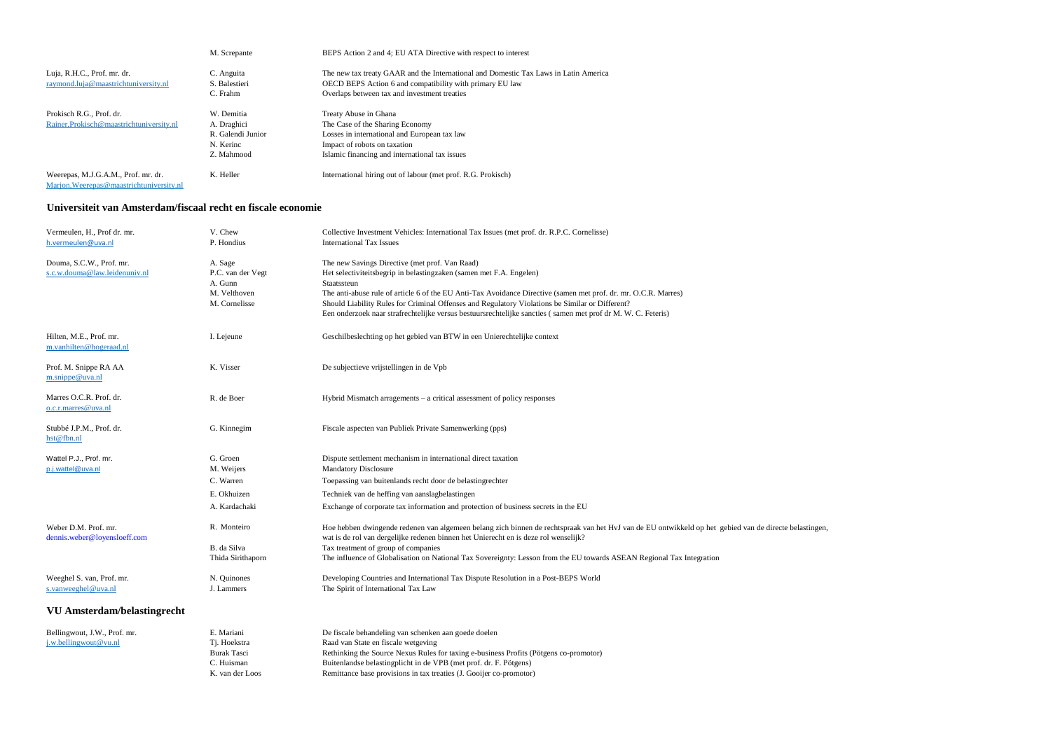| | | |
|---|---|---|
| | M. Screpante | BEPS Action 2 and 4; EU ATA Directive with respect to interest |
| Luja, R.H.C., Prof. mr. dr.<br>raymond.luja@maastrichtuniversity.nl | C. Anguita<br>S. Balestieri<br>C. Frahm | The new tax treaty GAAR and the International and Domestic Tax Laws in Latin America<br>OECD BEPS Action 6 and compatibility with primary EU law<br>Overlaps between tax and investment treaties |
| Prokisch R.G., Prof. dr.<br>Rainer.Prokisch@maastrichtuniversity.nl | W. Demitia<br>A. Draghici<br>R. Galendi Junior<br>N. Kerinc<br>Z. Mahmood | Treaty Abuse in Ghana<br>The Case of the Sharing Economy<br>Losses in international and European tax law<br>Impact of robots on taxation<br>Islamic financing and international tax issues |
| Weerepas, M.J.G.A.M., Prof. mr. dr.<br>Marjon.Weerepas@maastrichtuniversity.nl | K. Heller | International hiring out of labour (met prof. R.G. Prokisch) |

## Universiteit van Amsterdam/fiscaal recht en fiscale economie

| | | |
|---|---|---|
| Vermeulen, H., Prof dr. mr.<br>h.vermeulen@uva.nl | V. Chew<br>P. Hondius | Collective Investment Vehicles: International Tax Issues (met prof. dr. R.P.C. Cornelisse)<br>International Tax Issues |
| Douma, S.C.W., Prof. mr.<br>s.c.w.douma@law.leidenuniv.nl | A. Sage<br>P.C. van der Vegt<br>A. Gunn<br>M. Velthoven<br>M. Cornelisse | The new Savings Directive (met prof. Van Raad)<br>Het selectiviteitsbegrip in belastingzaken (samen met F.A. Engelen)<br>Staatssteun<br>The anti-abuse rule of article 6 of the EU Anti-Tax Avoidance Directive (samen met prof. dr. mr. O.C.R. Marres)<br>Should Liability Rules for Criminal Offenses and Regulatory Violations be Similar or Different?<br>Een onderzoek naar strafrechtelijke versus bestuursrechtelijke sancties ( samen met prof dr M. W. C. Feteris) |
| Hilten, M.E., Prof. mr.<br>m.vanhilten@hogeraad.nl | I. Lejeune | Geschilbeslechting op het gebied van BTW in een Unierechtelijke context |
| Prof. M. Snippe RA AA<br>m.snippe@uva.nl | K. Visser | De subjectieve vrijstellingen in de Vpb |
| Marres O.C.R. Prof. dr.<br>o.c.r.marres@uva.nl | R. de Boer | Hybrid Mismatch arragements – a critical assessment of policy responses |
| Stubbé J.P.M., Prof. dr.<br>hst@fbn.nl | G. Kinnegim | Fiscale aspecten van Publiek Private Samenwerking (pps) |
| Wattel P.J., Prof. mr.<br>p.j.wattel@uva.nl | G. Groen<br>M. Weijers<br>C. Warren<br>E. Okhuizen<br>A. Kardachaki | Dispute settlement mechanism in international direct taxation<br>Mandatory Disclosure<br>Toepassing van buitenlands recht door de belastingrechter<br>Techniek van de heffing van aanslagbelastingen<br>Exchange of corporate tax information and protection of business secrets in the EU |
| Weber D.M. Prof. mr.<br>dennis.weber@loyensloeff.com | R. Monteiro<br><br>B. da Silva<br>Thida Sirithaporn | Hoe hebben dwingende redenen van algemeen belang zich binnen de rechtspraak van het HvJ van de EU ontwikkeld op het gebied van de directe belastingen, wat is de rol van dergelijke redenen binnen het Unierecht en is deze rol wenselijk?<br>Tax treatment of group of companies<br>The influence of Globalisation on National Tax Sovereignty: Lesson from the EU towards ASEAN Regional Tax Integration |
| Weeghel S. van, Prof. mr.<br>s.vanweeghel@uva.nl | N. Quinones<br>J. Lammers | Developing Countries and International Tax Dispute Resolution in a Post-BEPS World<br>The Spirit of International Tax Law |

## VU Amsterdam/belastingrecht

| | | |
|---|---|---|
| Bellingwout, J.W., Prof. mr.<br>j.w.bellingwout@vu.nl | E. Mariani<br>Tj. Hoekstra<br>Burak Tasci<br>C. Huisman<br>K. van der Loos | De fiscale behandeling van schenken aan goede doelen<br>Raad van State en fiscale wetgeving<br>Rethinking the Source Nexus Rules for taxing e-business Profits (Pötgens co-promotor)<br>Buitenlandse belastingplicht in de VPB (met prof. dr. F. Pötgens)<br>Remittance base provisions in tax treaties (J. Gooijer co-promotor) |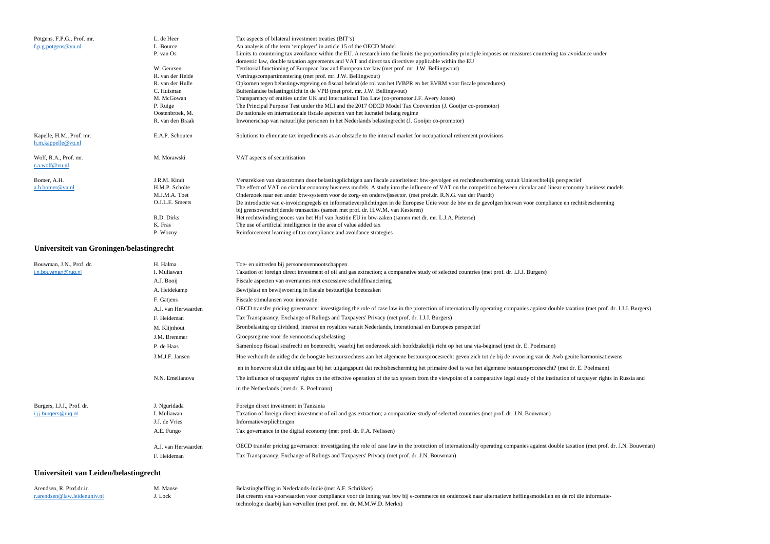| | | |
|---|---|---|
| Pötgens, F.P.G., Prof. mr. | L. de Heer | Tax aspects of bilateral investment treaties (BIT's) |
| f.p.g.potgens@vu.nl | L. Bource | An analysis of the term 'employer' in article 15 of the OECD Model |
| | P. van Os | Limits to countering tax avoidance within the EU. A research into the limits the proportionality principle imposes on measures countering tax avoidance under domestic law, double taxation agreements and VAT and direct tax directives applicable within the EU |
| | W. Geursen | Territorial functioning of European law and European tax law (met prof. mr. J.W. Bellingwout) |
| | R. van der Heide | Verdragscompartimentering (met prof. mr. J.W. Bellingwout) |
| | R. van der Hulle | Opkomen tegen belastingwetgeving en fiscaal beleid (de rol van het IVBPR en het EVRM voor fiscale procedures) |
| | C. Huisman | Buitenlandse belastingplicht in de VPB (met prof. mr. J.W. Bellingwout) |
| | M. McGowan | Transparency of entities under UK and International Tax Law (co-promotor J.F. Avery Jones) |
| | P. Ruige | The Principal Purpose Test under the MLI and the 2017 OECD Model Tax Convention (J. Gooijer co-promotor) |
| | Oostenbroek, M. | De nationale en internationale fiscale aspecten van het lucratief belang regime |
| | R. van den Braak | Inwonerschap van natuurlijke personen in het Nederlands belastingrecht (J. Gooijer co-promotor) |
| Kapelle, H.M., Prof. mr. | E.A.P. Schouten | Solutions to eliminate tax impediments as an obstacle to the internal market for occupational retirement provisions |
| h.m.kappelle@vu.nl | | |
| Wolf, R.A., Prof. mr. | M. Morawski | VAT aspects of securitisation |
| r.a.wolf@vu.nl | | |
| Bomer, A.H. | J.R.M. Kindt | Verstrekken van datastromen door belastingplichtigen aan fiscale autoriteiten: btw-gevolgen en rechtsbescherming vanuit Unierechtelijk perspectief |
| a.h.bomer@vu.nl | H.M.P. Scholte | The effect of VAT on circular economy business models. A study into the influence of VAT on the competition between circular and linear economy business models |
| | M.J.M.A. Toet | Onderzoek naar een ander btw-systeem voor de zorg- en onderwijssector. (met prof.dr. R.N.G. van der Paardt) |
| | O.J.L.E. Smeets | De introductie van e-invoicingregels en informatieverplichtingen in de Europese Unie voor de btw en de gevolgen hiervan voor compliance en rechtsbescherming bij grensoverschrijdende transacties (samen met prof. dr. H.W.M. van Kesteren) |
| | R.D. Dirks | Het rechtsvinding proces van het Hof van Justitie EU in btw-zaken (samen met dr. mr. L.J.A. Pieterse) |
| | K. Fras | The use of artificial intelligence in the area of value added tax |
| | P. Wozny | Reinforcement learning of tax compliance and avoidance strategies |

## Universiteit van Groningen/belastingrecht

| | | |
|---|---|---|
| Bouwman, J.N., Prof. dr. | H. Halma | Toe- en uittreden bij personenvennootschappen |
| j.n.bouwman@rug.nl | I. Muliawan | Taxation of foreign direct investment of oil and gas extraction; a comparative study of selected countries (met prof. dr. I.J.J. Burgers) |
| | A.J. Booij | Fiscale aspecten van overnames met excessieve schuldfinanciering |
| | A. Heidekamp | Bewijslast en bewijsvoering in fiscale bestuurlijke boetezaken |
| | F. Gätjens | Fiscale stimulansen voor innovatie |
| | A.J. van Herwaarden | OECD transfer pricing governance: investigating the role of case law in the protection of internationally operating companies against double taxation (met prof. dr. I.J.J. Burgers) |
| | F. Heideman | Tax Transparancy, Exchange of Rulings and Taxpayers' Privacy (met prof. dr. I.J.J. Burgers) |
| | M. Klijnhout | Bronbelasting op dividend, interest en royalties vanuit Nederlands, interationaal en Europees perspectief |
| | J.M. Bremmer | Groepsregime voor de vennootschapsbelasting |
| | P. de Haas | Samenloop fiscaal strafrecht en boeterecht, waarbij het onderzoek zich hoofdzakelijk richt op het una via-beginsel (met dr. E. Poelmann) |
| | J.M.J.F. Jansen | Hoe verhoudt de uitleg die de hoogste bestuursrechters aan het algemene bestuursprocesrecht geven zich tot de bij de invoering van de Awb geuite harmonisatiewens en in hoeverre sluit die uitleg aan bij het uitgangspunt dat rechtsbescherming het primaire doel is van het algemene bestuursprocesrecht? (met dr. E. Poelmann) |
| | N.N. Emelianova | The influence of taxpayers' rights on the effective operation of the tax system from the viewpoint of a comparative legal study of the institution of taxpayer rights in Russia and in the Netherlands (met dr. E. Poelmann) |
| Burgers, I.J.J., Prof. dr. | J. Nguridada | Foreign direct investment in Tanzania |
| i.j.j.burgers@rug.nl | I. Muliawan | Taxation of foreign direct investment of oil and gas extraction; a comparative study of selected countries (met prof. dr. J.N. Bouwman) |
| | J.J. de Vries | Informatieverplichtingen |
| | A.E. Fungo | Tax governance in the digital economy (met prof. dr. F.A. Nelissen) |
| | A.J. van Herwaarden | OECD transfer pricing governance: investigating the role of case law in the protection of internationally operating companies against double taxation (met prof. dr. J.N. Bouwman) |
| | F. Heideman | Tax Transparancy, Exchange of Rulings and Taxpayers' Privacy (met prof. dr. J.N. Bouwman) |

## Universiteit van Leiden/belastingrecht

| | | |
|---|---|---|
| Arendsen, R. Prof.dr.ir. | M. Manse | Belastingheffing in Nederlands-Indië (met A.F. Schrikker) |
| r.arendsen@law.leidenuniv.nl | J. Lock | Het creeren vna voorwaarden voor compliance voor de inning van btw bij e-commerce en onderzoek naar alternatieve heffingsmodellen en de rol die informatie-technologie daarbij kan vervullen (met prof. mr. dr. M.M.W.D. Merkx) |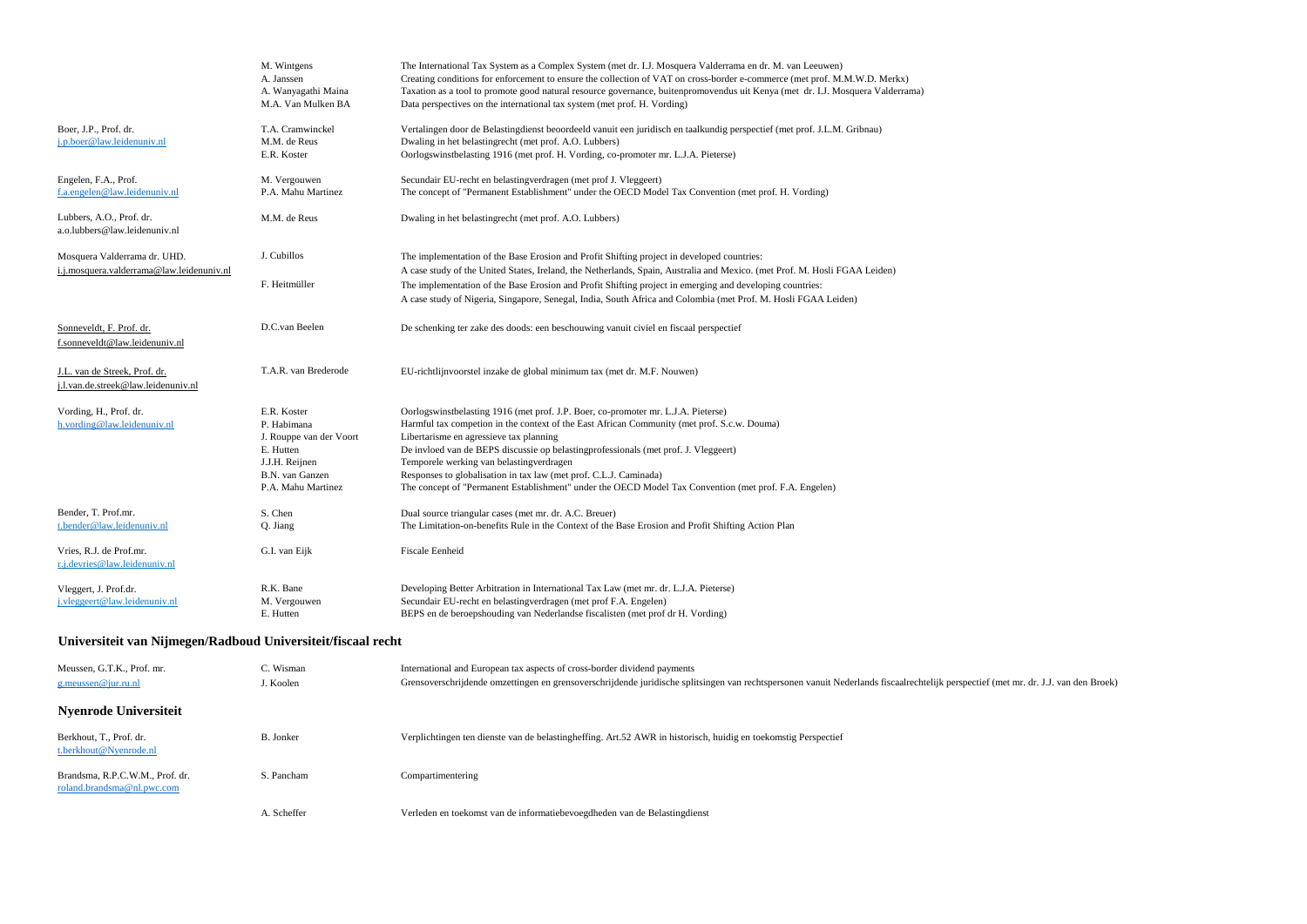| | | |
|---|---|---|
| | M. Wintgens | The International Tax System as a Complex System (met dr. I.J. Mosquera Valderrama en dr. M. van Leeuwen) |
| | A. Janssen | Creating conditions for enforcement to ensure the collection of VAT on cross-border e-commerce (met prof. M.M.W.D. Merkx) |
| | A. Wanyagathi Maina | Taxation as a tool to promote good natural resource governance, buitenpromovendus uit Kenya (met dr. I.J. Mosquera Valderrama) |
| | M.A. Van Mulken BA | Data perspectives on the international tax system (met prof. H. Vording) |
| Boer, J.P., Prof. dr. j.p.boer@law.leidenuniv.nl | T.A. Cramwinckel | Vertalingen door de Belastingdienst beoordeeld vanuit een juridisch en taalkundig perspectief (met prof. J.L.M. Gribnau) |
| | M.M. de Reus | Dwaling in het belastingrecht (met prof. A.O. Lubbers) |
| | E.R. Koster | Oorlogswinstbelasting 1916 (met prof. H. Vording, co-promoter mr. L.J.A. Pieterse) |
| Engelen, F.A., Prof. f.a.engelen@law.leidenuniv.nl | M. Vergouwen | Secundair EU-recht en belastingverdragen (met prof J. Vleggeert) |
| | P.A. Mahu Martinez | The concept of "Permanent Establishment" under the OECD Model Tax Convention (met prof. H. Vording) |
| Lubbers, A.O., Prof. dr. a.o.lubbers@law.leidenuniv.nl | M.M. de Reus | Dwaling in het belastingrecht (met prof. A.O. Lubbers) |
| Mosquera Valderrama dr. UHD. i.j.mosquera.valderrama@law.leidenuniv.nl | J. Cubillos | The implementation of the Base Erosion and Profit Shifting project in developed countries: A case study of the United States, Ireland, the Netherlands, Spain, Australia and Mexico. (met Prof. M. Hosli FGAA Leiden) |
| | F. Heitmüller | The implementation of the Base Erosion and Profit Shifting project in emerging and developing countries: A case study of Nigeria, Singapore, Senegal, India, South Africa and Colombia (met Prof. M. Hosli FGAA Leiden) |
| Sonneveldt, F. Prof. dr. f.sonneveldt@law.leidenuniv.nl | D.C.van Beelen | De schenking ter zake des doods: een beschouwing vanuit civiel en fiscaal perspectief |
| J.L. van de Streek, Prof. dr. j.l.van.de.streek@law.leidenuniv.nl | T.A.R. van Brederode | EU-richtlijnvoorstel inzake de global minimum tax (met dr. M.F. Nouwen) |
| Vording, H., Prof. dr. h.vording@law.leidenuniv.nl | E.R. Koster | Oorlogswinstbelasting 1916 (met prof. J.P. Boer, co-promoter mr. L.J.A. Pieterse) |
| | P. Habimana | Harmful tax competion in the context of the East African Community (met prof. S.c.w. Douma) |
| | J. Rouppe van der Voort | Libertarisme en agressieve tax planning |
| | E. Hutten | De invloed van de BEPS discussie op belastingprofessionals (met prof. J. Vleggeert) |
| | J.J.H. Reijnen | Temporele werking van belastingverdragen |
| | B.N. van Ganzen | Responses to globalisation in tax law (met prof. C.L.J. Caminada) |
| | P.A. Mahu Martinez | The concept of "Permanent Establishment" under the OECD Model Tax Convention (met prof. F.A. Engelen) |
| Bender, T. Prof.mr. t.bender@law.leidenuniv.nl | S. Chen | Dual source triangular cases (met mr. dr. A.C. Breuer) |
| | Q. Jiang | The Limitation-on-benefits Rule in the Context of the Base Erosion and Profit Shifting Action Plan |
| Vries, R.J. de Prof.mr. r.j.devries@law.leidenuniv.nl | G.I. van Eijk | Fiscale Eenheid |
| Vleggert, J. Prof.dr. j.vleggeert@law.leidenuniv.nl | R.K. Bane | Developing Better Arbitration in International Tax Law (met mr. dr. L.J.A. Pieterse) |
| | M. Vergouwen | Secundair EU-recht en belastingverdragen (met prof F.A. Engelen) |
| | E. Hutten | BEPS en de beroepshouding van Nederlandse fiscalisten (met prof dr H. Vording) |

## Universiteit van Nijmegen/Radboud Universiteit/fiscaal recht

| | | |
|---|---|---|
| Meussen, G.T.K., Prof. mr. g.meussen@jur.ru.nl | C. Wisman | International and European tax aspects of cross-border dividend payments |
| | J. Koolen | Grensoverschrijdende omzettingen en grensoverschrijdende juridische splitsingen van rechtspersonen vanuit Nederlands fiscaalrechtelijk perspectief (met mr. dr. J.J. van den Broek) |

## Nyenrode Universiteit

| | | |
|---|---|---|
| Berkhout, T., Prof. dr. t.berkhout@Nyenrode.nl | B. Jonker | Verplichtingen ten dienste van de belastingheffing. Art.52 AWR in historisch, huidig en toekomstig Perspectief |
| Brandsma, R.P.C.W.M., Prof. dr. roland.brandsma@nl.pwc.com | S. Pancham | Compartimentering |
| | A. Scheffer | Verleden en toekomst van de informatiebevoegdheden van de Belastingdienst |